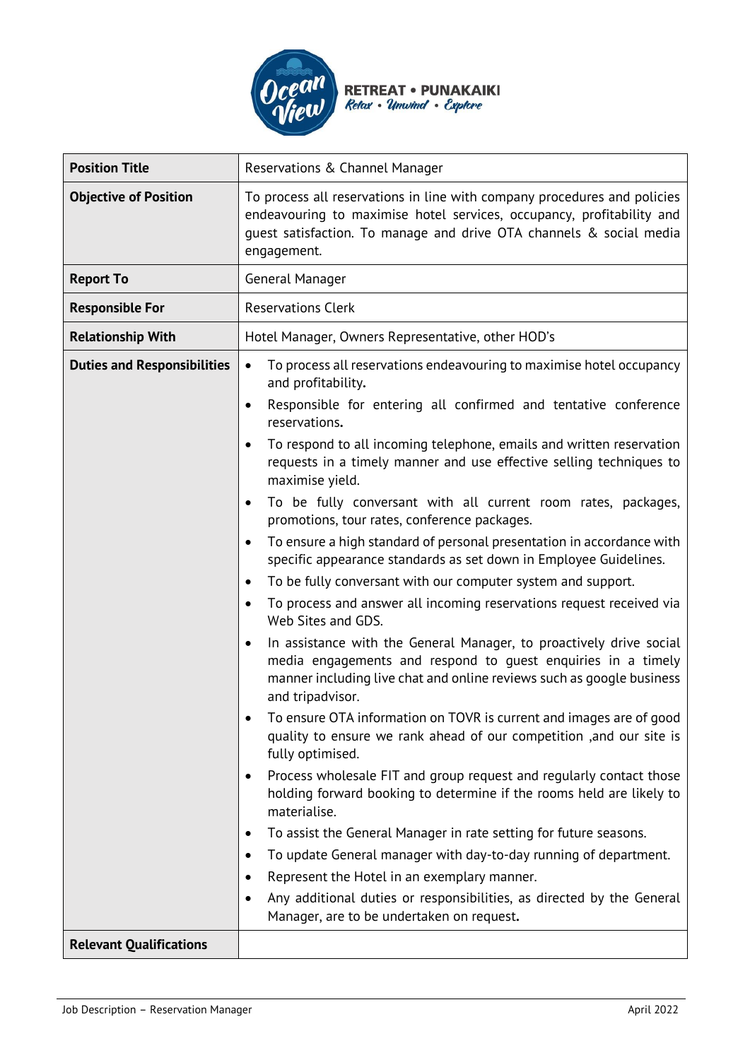RETREAT • PUNAKAIKI
Relax • Unwind • Explore

| Position Title | Reservations & Channel Manager |
| --- | --- |
| Objective of Position | To process all reservations in line with company procedures and policies endeavouring to maximise hotel services, occupancy, profitability and guest satisfaction. To manage and drive OTA channels & social media engagement. |
| Report To | General Manager |
| Responsible For | Reservations Clerk |
| Relationship With | Hotel Manager, Owners Representative, other HOD's |
| Duties and Responsibilities | • To process all reservations endeavouring to maximise hotel occupancy and profitability.<br>• Responsible for entering all confirmed and tentative conference reservations.<br>• To respond to all incoming telephone, emails and written reservation requests in a timely manner and use effective selling techniques to maximise yield.<br>• To be fully conversant with all current room rates, packages, promotions, tour rates, conference packages.<br>• To ensure a high standard of personal presentation in accordance with specific appearance standards as set down in Employee Guidelines.<br>• To be fully conversant with our computer system and support.<br>• To process and answer all incoming reservations request received via Web Sites and GDS.<br>• In assistance with the General Manager, to proactively drive social media engagements and respond to guest enquiries in a timely manner including live chat and online reviews such as google business and tripadvisor.<br>• To ensure OTA information on TOVR is current and images are of good quality to ensure we rank ahead of our competition ,and our site is fully optimised.<br>• Process wholesale FIT and group request and regularly contact those holding forward booking to determine if the rooms held are likely to materialise.<br>• To assist the General Manager in rate setting for future seasons.<br>• To update General manager with day-to-day running of department.<br>• Represent the Hotel in an exemplary manner.<br>• Any additional duties or responsibilities, as directed by the General Manager, are to be undertaken on request. |
| Relevant Qualifications | |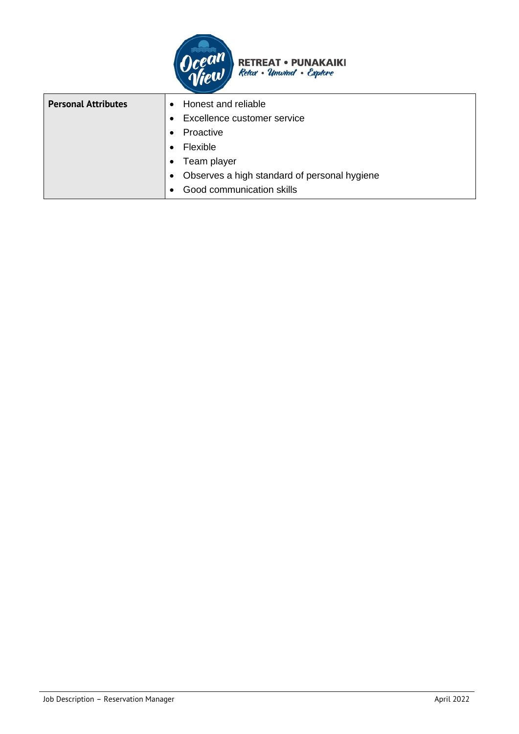| | |
|---|---|
| **Personal Attributes** | • Honest and reliable<br>• Excellence customer service<br>• Proactive<br>• Flexible<br>• Team player<br>• Observes a high standard of personal hygiene<br>• Good communication skills |